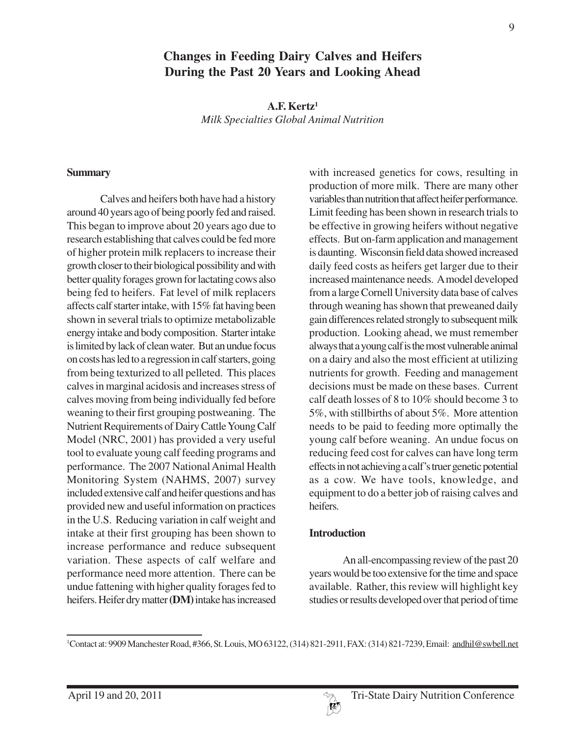# Changes in Feeding Dairy Calves and Heifers During the Past 20 Years and Looking Ahead

**A.F. Kertz**[1]

*Milk Specialties Global Animal Nutrition*

## Summary

Calves and heifers both have had a history around 40 years ago of being poorly fed and raised. This began to improve about 20 years ago due to research establishing that calves could be fed more of higher protein milk replacers to increase their growth closer to their biological possibility and with better quality forages grown for lactating cows also being fed to heifers. Fat level of milk replacers affects calf starter intake, with 15% fat having been shown in several trials to optimize metabolizable energy intake and body composition. Starter intake is limited by lack of clean water. But an undue focus on costs has led to a regression in calf starters, going from being texturized to all pelleted. This places calves in marginal acidosis and increases stress of calves moving from being individually fed before weaning to their first grouping postweaning. The Nutrient Requirements of Dairy Cattle Young Calf Model (NRC, 2001) has provided a very useful tool to evaluate young calf feeding programs and performance. The 2007 National Animal Health Monitoring System (NAHMS, 2007) survey included extensive calf and heifer questions and has provided new and useful information on practices in the U.S. Reducing variation in calf weight and intake at their first grouping has been shown to increase performance and reduce subsequent variation. These aspects of calf welfare and performance need more attention. There can be undue fattening with higher quality forages fed to heifers. Heifer dry matter **(DM)** intake has increased with increased genetics for cows, resulting in production of more milk. There are many other variables than nutrition that affect heifer performance. Limit feeding has been shown in research trials to be effective in growing heifers without negative effects. But on-farm application and management is daunting. Wisconsin field data showed increased daily feed costs as heifers get larger due to their increased maintenance needs. A model developed from a large Cornell University data base of calves through weaning has shown that preweaned daily gain differences related strongly to subsequent milk production. Looking ahead, we must remember always that a young calf is the most vulnerable animal on a dairy and also the most efficient at utilizing nutrients for growth. Feeding and management decisions must be made on these bases. Current calf death losses of 8 to 10% should become 3 to 5%, with stillbirths of about 5%. More attention needs to be paid to feeding more optimally the young calf before weaning. An undue focus on reducing feed cost for calves can have long term effects in not achieving a calf's truer genetic potential as a cow. We have tools, knowledge, and equipment to do a better job of raising calves and heifers.

## Introduction

An all-encompassing review of the past 20 years would be too extensive for the time and space available. Rather, this review will highlight key studies or results developed over that period of time

---

[1]Contact at: 9909 Manchester Road, #366, St. Louis, MO 63122, (314) 821-2911, FAX: (314) 821-7239, Email: andhil@swbell.net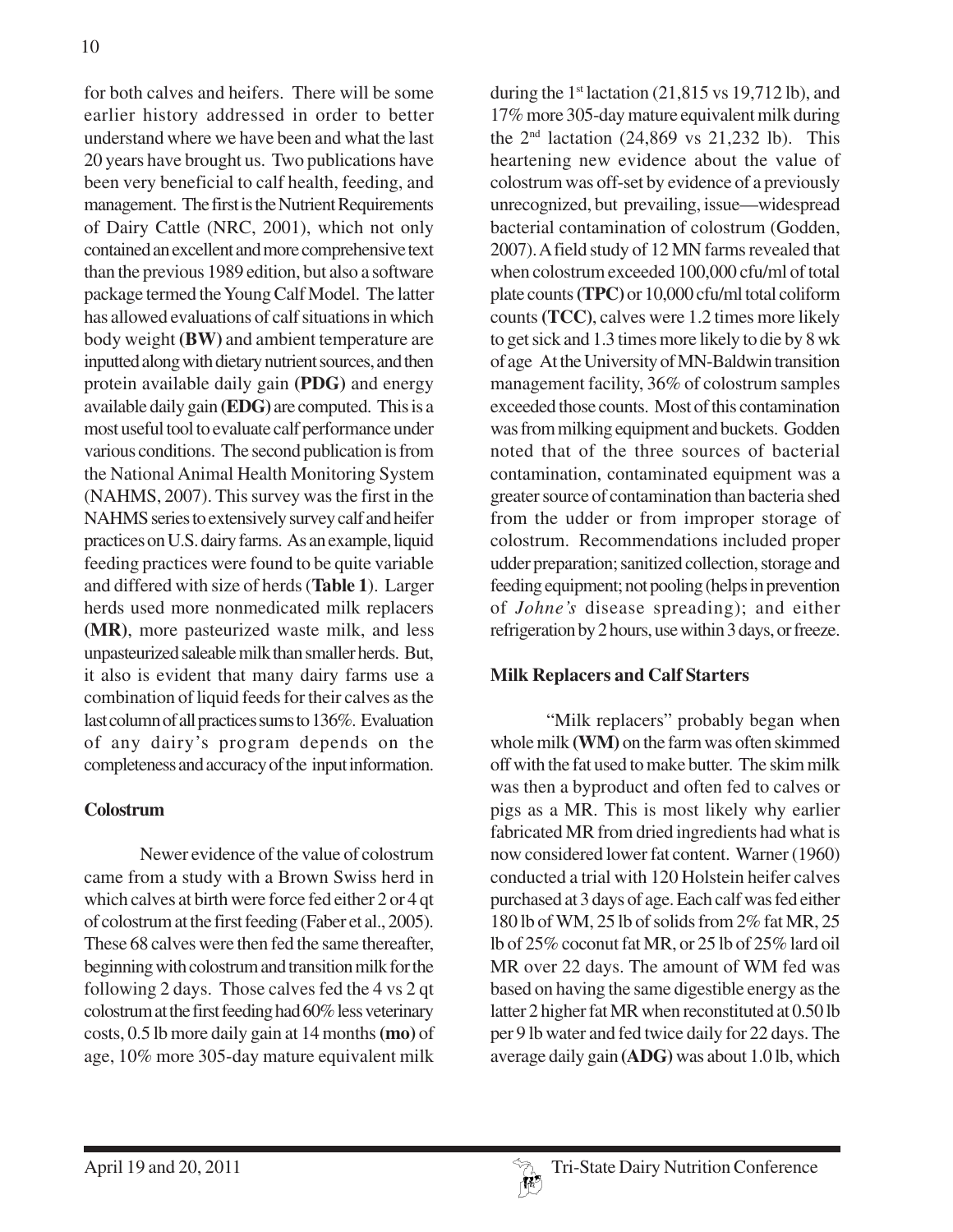for both calves and heifers. There will be some earlier history addressed in order to better understand where we have been and what the last 20 years have brought us. Two publications have been very beneficial to calf health, feeding, and management. The first is the Nutrient Requirements of Dairy Cattle (NRC, 2001), which not only contained an excellent and more comprehensive text than the previous 1989 edition, but also a software package termed the Young Calf Model. The latter has allowed evaluations of calf situations in which body weight **(BW)** and ambient temperature are inputted along with dietary nutrient sources, and then protein available daily gain **(PDG)** and energy available daily gain **(EDG)** are computed. This is a most useful tool to evaluate calf performance under various conditions. The second publication is from the National Animal Health Monitoring System (NAHMS, 2007). This survey was the first in the NAHMS series to extensively survey calf and heifer practices on U.S. dairy farms. As an example, liquid feeding practices were found to be quite variable and differed with size of herds (**Table 1**). Larger herds used more nonmedicated milk replacers **(MR)**, more pasteurized waste milk, and less unpasteurized saleable milk than smaller herds. But, it also is evident that many dairy farms use a combination of liquid feeds for their calves as the last column of all practices sums to 136%. Evaluation of any dairy's program depends on the completeness and accuracy of the input information.

## Colostrum

Newer evidence of the value of colostrum came from a study with a Brown Swiss herd in which calves at birth were force fed either 2 or 4 qt of colostrum at the first feeding (Faber et al., 2005). These 68 calves were then fed the same thereafter, beginning with colostrum and transition milk for the following 2 days. Those calves fed the 4 vs 2 qt colostrum at the first feeding had 60% less veterinary costs, 0.5 lb more daily gain at 14 months **(mo)** of age, 10% more 305-day mature equivalent milk during the 1st lactation (21,815 vs 19,712 lb), and 17% more 305-day mature equivalent milk during the 2nd lactation (24,869 vs 21,232 lb). This heartening new evidence about the value of colostrum was off-set by evidence of a previously unrecognized, but prevailing, issue—widespread bacterial contamination of colostrum (Godden, 2007). A field study of 12 MN farms revealed that when colostrum exceeded 100,000 cfu/ml of total plate counts **(TPC)** or 10,000 cfu/ml total coliform counts **(TCC)**, calves were 1.2 times more likely to get sick and 1.3 times more likely to die by 8 wk of age At the University of MN-Baldwin transition management facility, 36% of colostrum samples exceeded those counts. Most of this contamination was from milking equipment and buckets. Godden noted that of the three sources of bacterial contamination, contaminated equipment was a greater source of contamination than bacteria shed from the udder or from improper storage of colostrum. Recommendations included proper udder preparation; sanitized collection, storage and feeding equipment; not pooling (helps in prevention of *Johne's* disease spreading); and either refrigeration by 2 hours, use within 3 days, or freeze.

## Milk Replacers and Calf Starters

"Milk replacers" probably began when whole milk **(WM)** on the farm was often skimmed off with the fat used to make butter. The skim milk was then a byproduct and often fed to calves or pigs as a MR. This is most likely why earlier fabricated MR from dried ingredients had what is now considered lower fat content. Warner (1960) conducted a trial with 120 Holstein heifer calves purchased at 3 days of age. Each calf was fed either 180 lb of WM, 25 lb of solids from 2% fat MR, 25 lb of 25% coconut fat MR, or 25 lb of 25% lard oil MR over 22 days. The amount of WM fed was based on having the same digestible energy as the latter 2 higher fat MR when reconstituted at 0.50 lb per 9 lb water and fed twice daily for 22 days. The average daily gain **(ADG)** was about 1.0 lb, which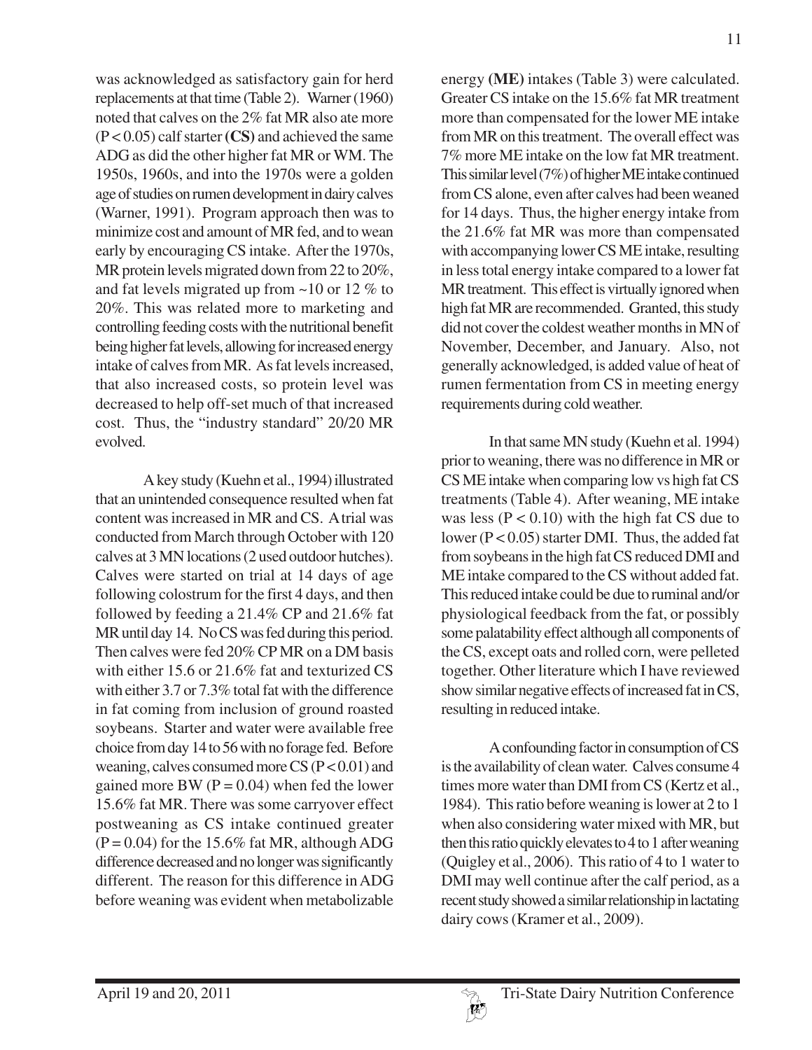was acknowledged as satisfactory gain for herd replacements at that time (Table 2). Warner (1960) noted that calves on the 2% fat MR also ate more ($P < 0.05$) calf starter **(CS)** and achieved the same ADG as did the other higher fat MR or WM. The 1950s, 1960s, and into the 1970s were a golden age of studies on rumen development in dairy calves (Warner, 1991). Program approach then was to minimize cost and amount of MR fed, and to wean early by encouraging CS intake. After the 1970s, MR protein levels migrated down from 22 to 20%, and fat levels migrated up from ~10 or 12 % to 20%. This was related more to marketing and controlling feeding costs with the nutritional benefit being higher fat levels, allowing for increased energy intake of calves from MR. As fat levels increased, that also increased costs, so protein level was decreased to help off-set much of that increased cost. Thus, the "industry standard" 20/20 MR evolved.

A key study (Kuehn et al., 1994) illustrated that an unintended consequence resulted when fat content was increased in MR and CS. A trial was conducted from March through October with 120 calves at 3 MN locations (2 used outdoor hutches). Calves were started on trial at 14 days of age following colostrum for the first 4 days, and then followed by feeding a 21.4% CP and 21.6% fat MR until day 14. No CS was fed during this period. Then calves were fed 20% CP MR on a DM basis with either 15.6 or 21.6% fat and texturized CS with either 3.7 or 7.3% total fat with the difference in fat coming from inclusion of ground roasted soybeans. Starter and water were available free choice from day 14 to 56 with no forage fed. Before weaning, calves consumed more CS ($P < 0.01$) and gained more BW ($P = 0.04$) when fed the lower 15.6% fat MR. There was some carryover effect postweaning as CS intake continued greater ($P = 0.04$) for the 15.6% fat MR, although ADG difference decreased and no longer was significantly different. The reason for this difference in ADG before weaning was evident when metabolizable energy **(ME)** intakes (Table 3) were calculated. Greater CS intake on the 15.6% fat MR treatment more than compensated for the lower ME intake from MR on this treatment. The overall effect was 7% more ME intake on the low fat MR treatment. This similar level (7%) of higher ME intake continued from CS alone, even after calves had been weaned for 14 days. Thus, the higher energy intake from the 21.6% fat MR was more than compensated with accompanying lower CS ME intake, resulting in less total energy intake compared to a lower fat MR treatment. This effect is virtually ignored when high fat MR are recommended. Granted, this study did not cover the coldest weather months in MN of November, December, and January. Also, not generally acknowledged, is added value of heat of rumen fermentation from CS in meeting energy requirements during cold weather.

In that same MN study (Kuehn et al. 1994) prior to weaning, there was no difference in MR or CS ME intake when comparing low vs high fat CS treatments (Table 4). After weaning, ME intake was less ($P < 0.10$) with the high fat CS due to lower ($P < 0.05$) starter DMI. Thus, the added fat from soybeans in the high fat CS reduced DMI and ME intake compared to the CS without added fat. This reduced intake could be due to ruminal and/or physiological feedback from the fat, or possibly some palatability effect although all components of the CS, except oats and rolled corn, were pelleted together. Other literature which I have reviewed show similar negative effects of increased fat in CS, resulting in reduced intake.

A confounding factor in consumption of CS is the availability of clean water. Calves consume 4 times more water than DMI from CS (Kertz et al., 1984). This ratio before weaning is lower at 2 to 1 when also considering water mixed with MR, but then this ratio quickly elevates to 4 to 1 after weaning (Quigley et al., 2006). This ratio of 4 to 1 water to DMI may well continue after the calf period, as a recent study showed a similar relationship in lactating dairy cows (Kramer et al., 2009).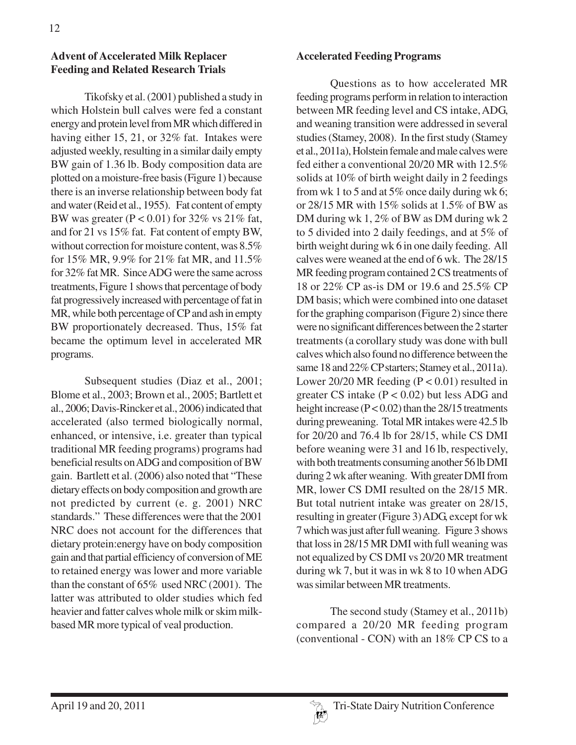### Advent of Accelerated Milk Replacer Feeding and Related Research Trials

Tikofsky et al. (2001) published a study in which Holstein bull calves were fed a constant energy and protein level from MR which differed in having either 15, 21, or 32% fat. Intakes were adjusted weekly, resulting in a similar daily empty BW gain of 1.36 lb. Body composition data are plotted on a moisture-free basis (Figure 1) because there is an inverse relationship between body fat and water (Reid et al., 1955). Fat content of empty BW was greater ($P < 0.01$) for 32% vs 21% fat, and for 21 vs 15% fat. Fat content of empty BW, without correction for moisture content, was 8.5% for 15% MR, 9.9% for 21% fat MR, and 11.5% for 32% fat MR. Since ADG were the same across treatments, Figure 1 shows that percentage of body fat progressively increased with percentage of fat in MR, while both percentage of CP and ash in empty BW proportionately decreased. Thus, 15% fat became the optimum level in accelerated MR programs.

Subsequent studies (Diaz et al., 2001; Blome et al., 2003; Brown et al., 2005; Bartlett et al., 2006; Davis-Rincker et al., 2006) indicated that accelerated (also termed biologically normal, enhanced, or intensive, i.e. greater than typical traditional MR feeding programs) programs had beneficial results on ADG and composition of BW gain. Bartlett et al. (2006) also noted that "These dietary effects on body composition and growth are not predicted by current (e. g. 2001) NRC standards." These differences were that the 2001 NRC does not account for the differences that dietary protein:energy have on body composition gain and that partial efficiency of conversion of ME to retained energy was lower and more variable than the constant of 65% used NRC (2001). The latter was attributed to older studies which fed heavier and fatter calves whole milk or skim milk-based MR more typical of veal production.

### Accelerated Feeding Programs

Questions as to how accelerated MR feeding programs perform in relation to interaction between MR feeding level and CS intake, ADG, and weaning transition were addressed in several studies (Stamey, 2008). In the first study (Stamey et al., 2011a), Holstein female and male calves were fed either a conventional 20/20 MR with 12.5% solids at 10% of birth weight daily in 2 feedings from wk 1 to 5 and at 5% once daily during wk 6; or 28/15 MR with 15% solids at 1.5% of BW as DM during wk 1, 2% of BW as DM during wk 2 to 5 divided into 2 daily feedings, and at 5% of birth weight during wk 6 in one daily feeding. All calves were weaned at the end of 6 wk. The 28/15 MR feeding program contained 2 CS treatments of 18 or 22% CP as-is DM or 19.6 and 25.5% CP DM basis; which were combined into one dataset for the graphing comparison (Figure 2) since there were no significant differences between the 2 starter treatments (a corollary study was done with bull calves which also found no difference between the same 18 and 22% CP starters; Stamey et al., 2011a). Lower 20/20 MR feeding ($P < 0.01$) resulted in greater CS intake ($P < 0.02$) but less ADG and height increase ($P < 0.02$) than the 28/15 treatments during preweaning. Total MR intakes were 42.5 lb for 20/20 and 76.4 lb for 28/15, while CS DMI before weaning were 31 and 16 lb, respectively, with both treatments consuming another 56 lb DMI during 2 wk after weaning. With greater DMI from MR, lower CS DMI resulted on the 28/15 MR. But total nutrient intake was greater on 28/15, resulting in greater (Figure 3) ADG, except for wk 7 which was just after full weaning. Figure 3 shows that loss in 28/15 MR DMI with full weaning was not equalized by CS DMI vs 20/20 MR treatment during wk 7, but it was in wk 8 to 10 when ADG was similar between MR treatments.

The second study (Stamey et al., 2011b) compared a 20/20 MR feeding program (conventional - CON) with an 18% CP CS to a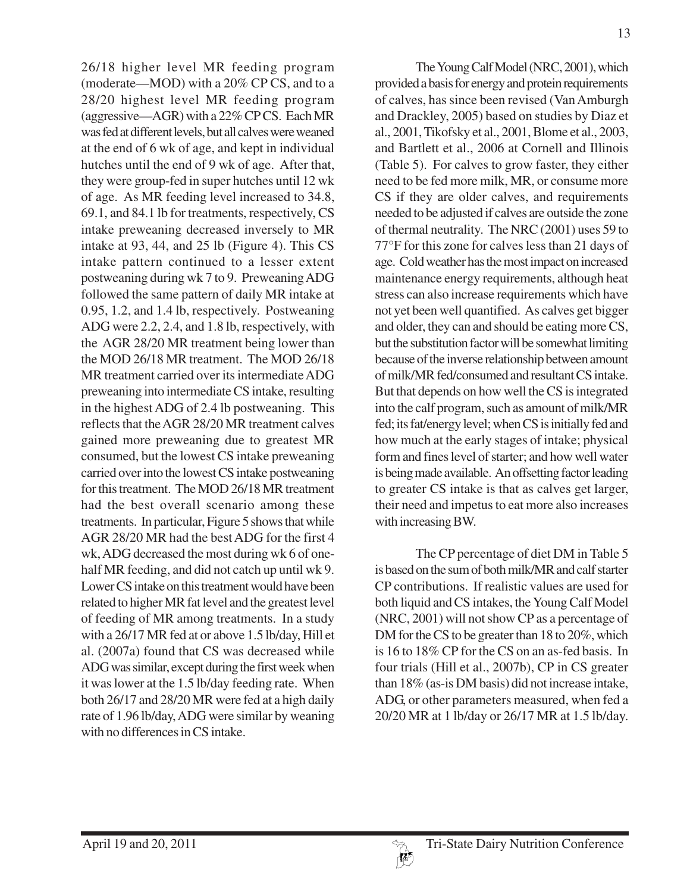26/18 higher level MR feeding program (moderate—MOD) with a 20% CP CS, and to a 28/20 highest level MR feeding program (aggressive—AGR) with a 22% CP CS. Each MR was fed at different levels, but all calves were weaned at the end of 6 wk of age, and kept in individual hutches until the end of 9 wk of age. After that, they were group-fed in super hutches until 12 wk of age. As MR feeding level increased to 34.8, 69.1, and 84.1 lb for treatments, respectively, CS intake preweaning decreased inversely to MR intake at 93, 44, and 25 lb (Figure 4). This CS intake pattern continued to a lesser extent postweaning during wk 7 to 9. Preweaning ADG followed the same pattern of daily MR intake at 0.95, 1.2, and 1.4 lb, respectively. Postweaning ADG were 2.2, 2.4, and 1.8 lb, respectively, with the AGR 28/20 MR treatment being lower than the MOD 26/18 MR treatment. The MOD 26/18 MR treatment carried over its intermediate ADG preweaning into intermediate CS intake, resulting in the highest ADG of 2.4 lb postweaning. This reflects that the AGR 28/20 MR treatment calves gained more preweaning due to greatest MR consumed, but the lowest CS intake preweaning carried over into the lowest CS intake postweaning for this treatment. The MOD 26/18 MR treatment had the best overall scenario among these treatments. In particular, Figure 5 shows that while AGR 28/20 MR had the best ADG for the first 4 wk, ADG decreased the most during wk 6 of one-half MR feeding, and did not catch up until wk 9. Lower CS intake on this treatment would have been related to higher MR fat level and the greatest level of feeding of MR among treatments. In a study with a 26/17 MR fed at or above 1.5 lb/day, Hill et al. (2007a) found that CS was decreased while ADG was similar, except during the first week when it was lower at the 1.5 lb/day feeding rate. When both 26/17 and 28/20 MR were fed at a high daily rate of 1.96 lb/day, ADG were similar by weaning with no differences in CS intake.

The Young Calf Model (NRC, 2001), which provided a basis for energy and protein requirements of calves, has since been revised (Van Amburgh and Drackley, 2005) based on studies by Diaz et al., 2001, Tikofsky et al., 2001, Blome et al., 2003, and Bartlett et al., 2006 at Cornell and Illinois (Table 5). For calves to grow faster, they either need to be fed more milk, MR, or consume more CS if they are older calves, and requirements needed to be adjusted if calves are outside the zone of thermal neutrality. The NRC (2001) uses 59 to 77°F for this zone for calves less than 21 days of age. Cold weather has the most impact on increased maintenance energy requirements, although heat stress can also increase requirements which have not yet been well quantified. As calves get bigger and older, they can and should be eating more CS, but the substitution factor will be somewhat limiting because of the inverse relationship between amount of milk/MR fed/consumed and resultant CS intake. But that depends on how well the CS is integrated into the calf program, such as amount of milk/MR fed; its fat/energy level; when CS is initially fed and how much at the early stages of intake; physical form and fines level of starter; and how well water is being made available. An offsetting factor leading to greater CS intake is that as calves get larger, their need and impetus to eat more also increases with increasing BW.

The CP percentage of diet DM in Table 5 is based on the sum of both milk/MR and calf starter CP contributions. If realistic values are used for both liquid and CS intakes, the Young Calf Model (NRC, 2001) will not show CP as a percentage of DM for the CS to be greater than 18 to 20%, which is 16 to 18% CP for the CS on an as-fed basis. In four trials (Hill et al., 2007b), CP in CS greater than 18% (as-is DM basis) did not increase intake, ADG, or other parameters measured, when fed a 20/20 MR at 1 lb/day or 26/17 MR at 1.5 lb/day.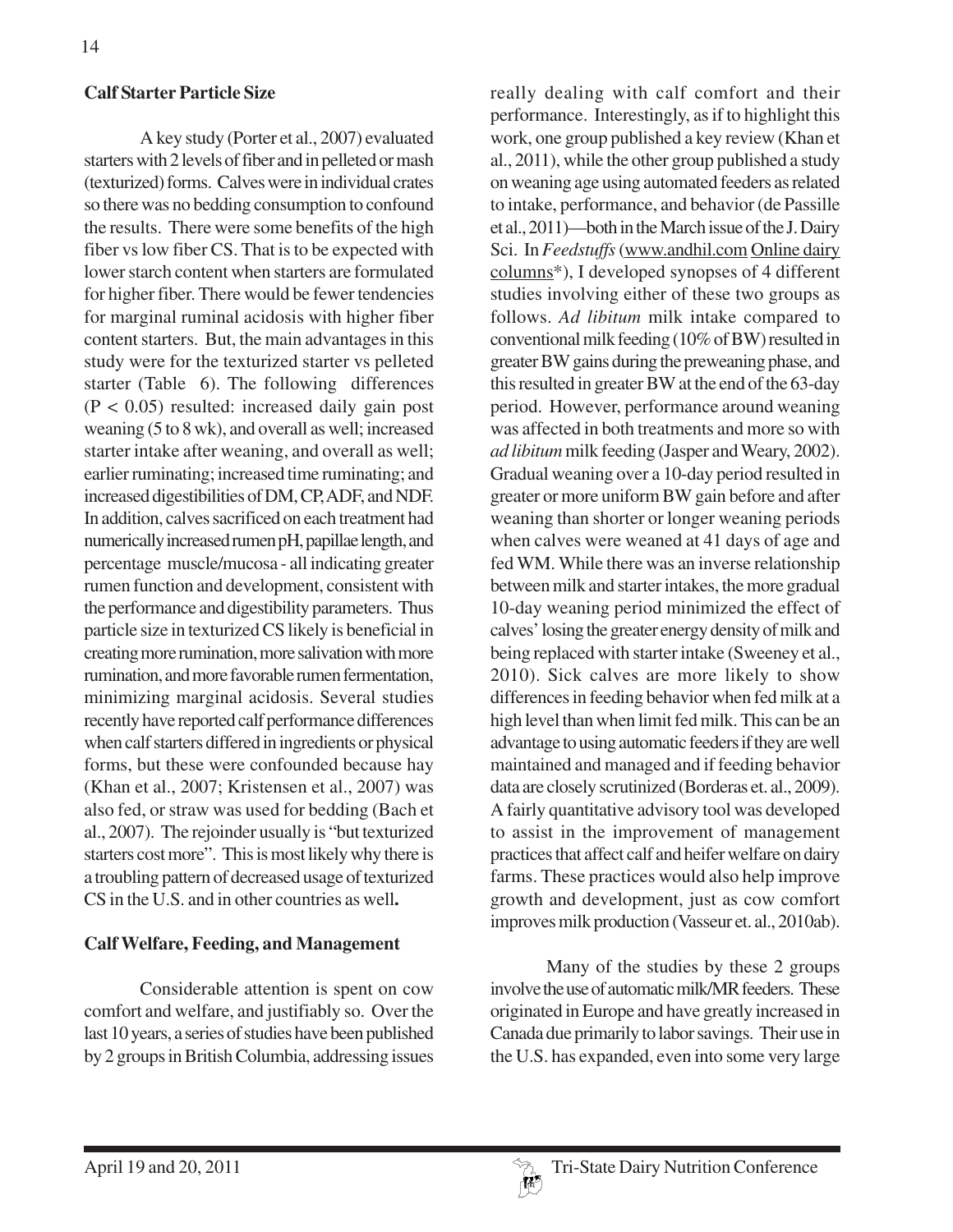### Calf Starter Particle Size

A key study (Porter et al., 2007) evaluated starters with 2 levels of fiber and in pelleted or mash (texturized) forms. Calves were in individual crates so there was no bedding consumption to confound the results. There were some benefits of the high fiber vs low fiber CS. That is to be expected with lower starch content when starters are formulated for higher fiber. There would be fewer tendencies for marginal ruminal acidosis with higher fiber content starters. But, the main advantages in this study were for the texturized starter vs pelleted starter (Table 6). The following differences ($P < 0.05$) resulted: increased daily gain post weaning (5 to 8 wk), and overall as well; increased starter intake after weaning, and overall as well; earlier ruminating; increased time ruminating; and increased digestibilities of DM, CP, ADF, and NDF. In addition, calves sacrificed on each treatment had numerically increased rumen pH, papillae length, and percentage muscle/mucosa - all indicating greater rumen function and development, consistent with the performance and digestibility parameters. Thus particle size in texturized CS likely is beneficial in creating more rumination, more salivation with more rumination, and more favorable rumen fermentation, minimizing marginal acidosis. Several studies recently have reported calf performance differences when calf starters differed in ingredients or physical forms, but these were confounded because hay (Khan et al., 2007; Kristensen et al., 2007) was also fed, or straw was used for bedding (Bach et al., 2007). The rejoinder usually is "but texturized starters cost more". This is most likely why there is a troubling pattern of decreased usage of texturized CS in the U.S. and in other countries as well**.**

### Calf Welfare, Feeding, and Management

Considerable attention is spent on cow comfort and welfare, and justifiably so. Over the last 10 years, a series of studies have been published by 2 groups in British Columbia, addressing issues really dealing with calf comfort and their performance. Interestingly, as if to highlight this work, one group published a key review (Khan et al., 2011), while the other group published a study on weaning age using automated feeders as related to intake, performance, and behavior (de Passille et al., 2011)—both in the March issue of the J. Dairy Sci. In *Feedstuffs* (www.andhil.com Online dairy columns*), I developed synopses of 4 different studies involving either of these two groups as follows. *Ad libitum* milk intake compared to conventional milk feeding (10% of BW) resulted in greater BW gains during the preweaning phase, and this resulted in greater BW at the end of the 63-day period. However, performance around weaning was affected in both treatments and more so with *ad libitum* milk feeding (Jasper and Weary, 2002). Gradual weaning over a 10-day period resulted in greater or more uniform BW gain before and after weaning than shorter or longer weaning periods when calves were weaned at 41 days of age and fed WM. While there was an inverse relationship between milk and starter intakes, the more gradual 10-day weaning period minimized the effect of calves' losing the greater energy density of milk and being replaced with starter intake (Sweeney et al., 2010). Sick calves are more likely to show differences in feeding behavior when fed milk at a high level than when limit fed milk. This can be an advantage to using automatic feeders if they are well maintained and managed and if feeding behavior data are closely scrutinized (Borderas et. al., 2009). A fairly quantitative advisory tool was developed to assist in the improvement of management practices that affect calf and heifer welfare on dairy farms. These practices would also help improve growth and development, just as cow comfort improves milk production (Vasseur et. al., 2010ab).

Many of the studies by these 2 groups involve the use of automatic milk/MR feeders. These originated in Europe and have greatly increased in Canada due primarily to labor savings. Their use in the U.S. has expanded, even into some very large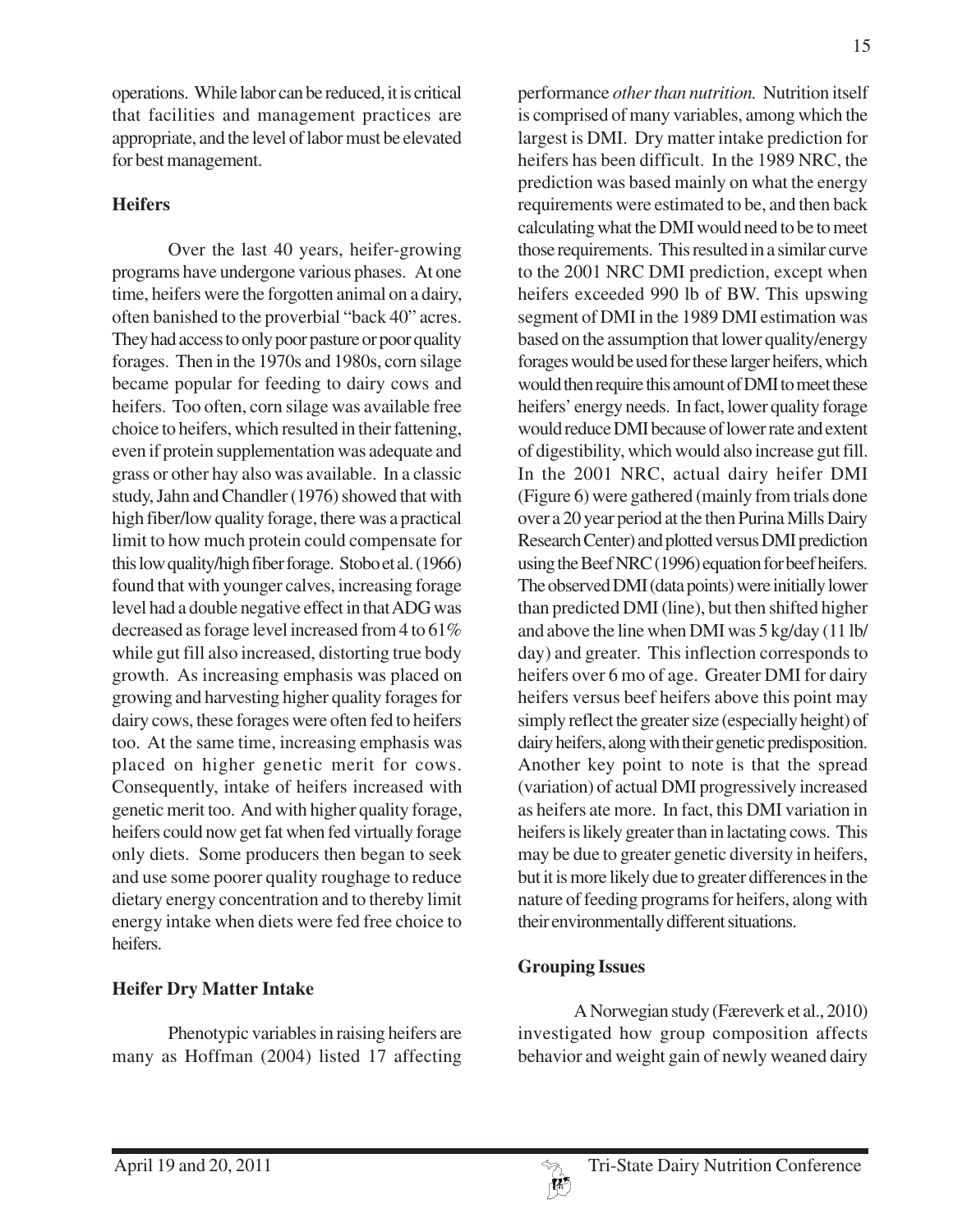operations. While labor can be reduced, it is critical that facilities and management practices are appropriate, and the level of labor must be elevated for best management.

## Heifers

Over the last 40 years, heifer-growing programs have undergone various phases. At one time, heifers were the forgotten animal on a dairy, often banished to the proverbial "back 40" acres. They had access to only poor pasture or poor quality forages. Then in the 1970s and 1980s, corn silage became popular for feeding to dairy cows and heifers. Too often, corn silage was available free choice to heifers, which resulted in their fattening, even if protein supplementation was adequate and grass or other hay also was available. In a classic study, Jahn and Chandler (1976) showed that with high fiber/low quality forage, there was a practical limit to how much protein could compensate for this low quality/high fiber forage. Stobo et al. (1966) found that with younger calves, increasing forage level had a double negative effect in that ADG was decreased as forage level increased from 4 to 61% while gut fill also increased, distorting true body growth. As increasing emphasis was placed on growing and harvesting higher quality forages for dairy cows, these forages were often fed to heifers too. At the same time, increasing emphasis was placed on higher genetic merit for cows. Consequently, intake of heifers increased with genetic merit too. And with higher quality forage, heifers could now get fat when fed virtually forage only diets. Some producers then began to seek and use some poorer quality roughage to reduce dietary energy concentration and to thereby limit energy intake when diets were fed free choice to heifers.

## Heifer Dry Matter Intake

Phenotypic variables in raising heifers are many as Hoffman (2004) listed 17 affecting performance *other than nutrition.* Nutrition itself is comprised of many variables, among which the largest is DMI. Dry matter intake prediction for heifers has been difficult. In the 1989 NRC, the prediction was based mainly on what the energy requirements were estimated to be, and then back calculating what the DMI would need to be to meet those requirements. This resulted in a similar curve to the 2001 NRC DMI prediction, except when heifers exceeded 990 lb of BW. This upswing segment of DMI in the 1989 DMI estimation was based on the assumption that lower quality/energy forages would be used for these larger heifers, which would then require this amount of DMI to meet these heifers' energy needs. In fact, lower quality forage would reduce DMI because of lower rate and extent of digestibility, which would also increase gut fill. In the 2001 NRC, actual dairy heifer DMI (Figure 6) were gathered (mainly from trials done over a 20 year period at the then Purina Mills Dairy Research Center) and plotted versus DMI prediction using the Beef NRC (1996) equation for beef heifers. The observed DMI (data points) were initially lower than predicted DMI (line), but then shifted higher and above the line when DMI was 5 kg/day (11 lb/day) and greater. This inflection corresponds to heifers over 6 mo of age. Greater DMI for dairy heifers versus beef heifers above this point may simply reflect the greater size (especially height) of dairy heifers, along with their genetic predisposition. Another key point to note is that the spread (variation) of actual DMI progressively increased as heifers ate more. In fact, this DMI variation in heifers is likely greater than in lactating cows. This may be due to greater genetic diversity in heifers, but it is more likely due to greater differences in the nature of feeding programs for heifers, along with their environmentally different situations.

## Grouping Issues

A Norwegian study (Færeverk et al., 2010) investigated how group composition affects behavior and weight gain of newly weaned dairy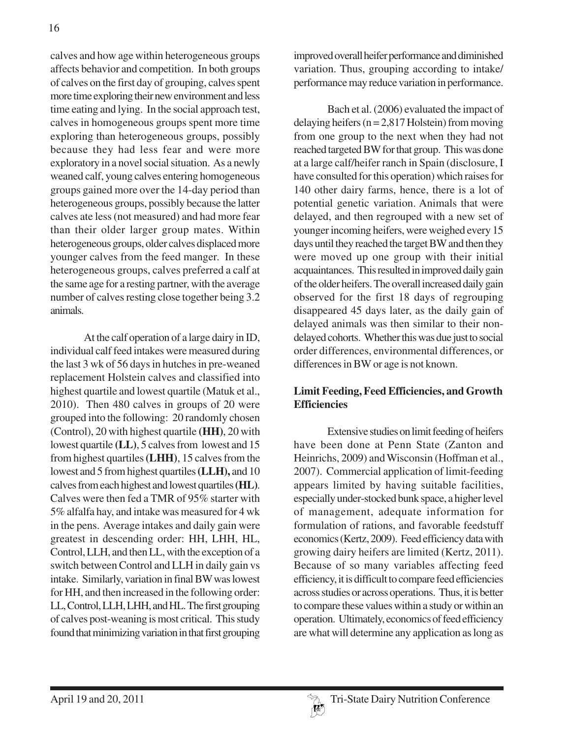calves and how age within heterogeneous groups affects behavior and competition. In both groups of calves on the first day of grouping, calves spent more time exploring their new environment and less time eating and lying. In the social approach test, calves in homogeneous groups spent more time exploring than heterogeneous groups, possibly because they had less fear and were more exploratory in a novel social situation. As a newly weaned calf, young calves entering homogeneous groups gained more over the 14-day period than heterogeneous groups, possibly because the latter calves ate less (not measured) and had more fear than their older larger group mates. Within heterogeneous groups, older calves displaced more younger calves from the feed manger. In these heterogeneous groups, calves preferred a calf at the same age for a resting partner, with the average number of calves resting close together being 3.2 animals.

At the calf operation of a large dairy in ID, individual calf feed intakes were measured during the last 3 wk of 56 days in hutches in pre-weaned replacement Holstein calves and classified into highest quartile and lowest quartile (Matuk et al., 2010). Then 480 calves in groups of 20 were grouped into the following: 20 randomly chosen (Control), 20 with highest quartile **(HH)**, 20 with lowest quartile **(LL)**, 5 calves from lowest and 15 from highest quartiles **(LHH)**, 15 calves from the lowest and 5 from highest quartiles **(LLH),** and 10 calves from each highest and lowest quartiles **(HL)**. Calves were then fed a TMR of 95% starter with 5% alfalfa hay, and intake was measured for 4 wk in the pens. Average intakes and daily gain were greatest in descending order: HH, LHH, HL, Control, LLH, and then LL, with the exception of a switch between Control and LLH in daily gain vs intake. Similarly, variation in final BW was lowest for HH, and then increased in the following order: LL, Control, LLH, LHH, and HL. The first grouping of calves post-weaning is most critical. This study found that minimizing variation in that first grouping improved overall heifer performance and diminished variation. Thus, grouping according to intake/performance may reduce variation in performance.

Bach et al. (2006) evaluated the impact of delaying heifers (n = 2,817 Holstein) from moving from one group to the next when they had not reached targeted BW for that group. This was done at a large calf/heifer ranch in Spain (disclosure, I have consulted for this operation) which raises for 140 other dairy farms, hence, there is a lot of potential genetic variation. Animals that were delayed, and then regrouped with a new set of younger incoming heifers, were weighed every 15 days until they reached the target BW and then they were moved up one group with their initial acquaintances. This resulted in improved daily gain of the older heifers. The overall increased daily gain observed for the first 18 days of regrouping disappeared 45 days later, as the daily gain of delayed animals was then similar to their non-delayed cohorts. Whether this was due just to social order differences, environmental differences, or differences in BW or age is not known.

## Limit Feeding, Feed Efficiencies, and Growth Efficiencies

Extensive studies on limit feeding of heifers have been done at Penn State (Zanton and Heinrichs, 2009) and Wisconsin (Hoffman et al., 2007). Commercial application of limit-feeding appears limited by having suitable facilities, especially under-stocked bunk space, a higher level of management, adequate information for formulation of rations, and favorable feedstuff economics (Kertz, 2009). Feed efficiency data with growing dairy heifers are limited (Kertz, 2011). Because of so many variables affecting feed efficiency, it is difficult to compare feed efficiencies across studies or across operations. Thus, it is better to compare these values within a study or within an operation. Ultimately, economics of feed efficiency are what will determine any application as long as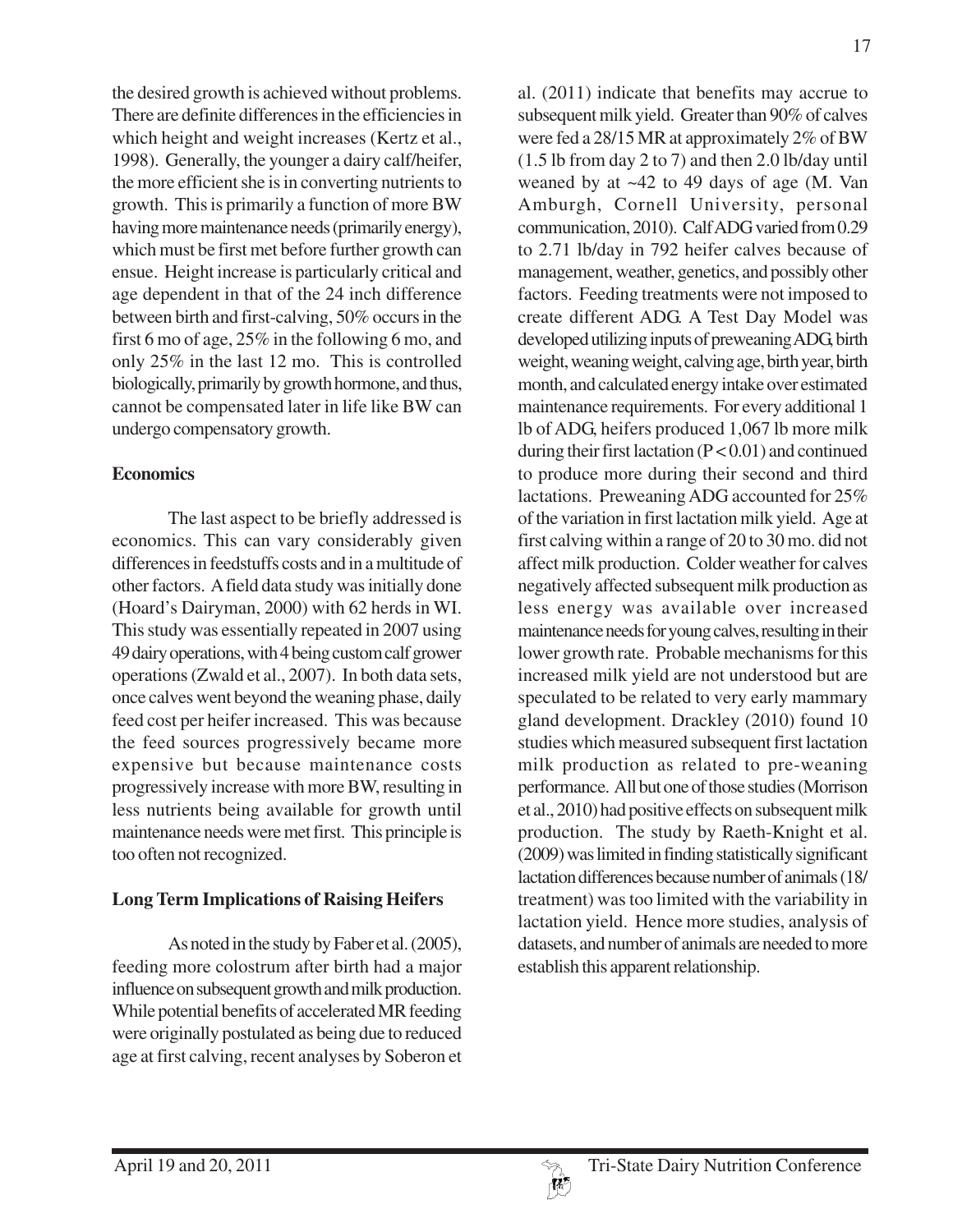the desired growth is achieved without problems. There are definite differences in the efficiencies in which height and weight increases (Kertz et al., 1998). Generally, the younger a dairy calf/heifer, the more efficient she is in converting nutrients to growth. This is primarily a function of more BW having more maintenance needs (primarily energy), which must be first met before further growth can ensue. Height increase is particularly critical and age dependent in that of the 24 inch difference between birth and first-calving, 50% occurs in the first 6 mo of age, 25% in the following 6 mo, and only 25% in the last 12 mo. This is controlled biologically, primarily by growth hormone, and thus, cannot be compensated later in life like BW can undergo compensatory growth.

### Economics

The last aspect to be briefly addressed is economics. This can vary considerably given differences in feedstuffs costs and in a multitude of other factors. A field data study was initially done (Hoard's Dairyman, 2000) with 62 herds in WI. This study was essentially repeated in 2007 using 49 dairy operations, with 4 being custom calf grower operations (Zwald et al., 2007). In both data sets, once calves went beyond the weaning phase, daily feed cost per heifer increased. This was because the feed sources progressively became more expensive but because maintenance costs progressively increase with more BW, resulting in less nutrients being available for growth until maintenance needs were met first. This principle is too often not recognized.

### Long Term Implications of Raising Heifers

As noted in the study by Faber et al. (2005), feeding more colostrum after birth had a major influence on subsequent growth and milk production. While potential benefits of accelerated MR feeding were originally postulated as being due to reduced age at first calving, recent analyses by Soberon et al. (2011) indicate that benefits may accrue to subsequent milk yield. Greater than 90% of calves were fed a 28/15 MR at approximately 2% of BW (1.5 lb from day 2 to 7) and then 2.0 lb/day until weaned by at ~42 to 49 days of age (M. Van Amburgh, Cornell University, personal communication, 2010). Calf ADG varied from 0.29 to 2.71 lb/day in 792 heifer calves because of management, weather, genetics, and possibly other factors. Feeding treatments were not imposed to create different ADG. A Test Day Model was developed utilizing inputs of preweaning ADG, birth weight, weaning weight, calving age, birth year, birth month, and calculated energy intake over estimated maintenance requirements. For every additional 1 lb of ADG, heifers produced 1,067 lb more milk during their first lactation ($P < 0.01$) and continued to produce more during their second and third lactations. Preweaning ADG accounted for 25% of the variation in first lactation milk yield. Age at first calving within a range of 20 to 30 mo. did not affect milk production. Colder weather for calves negatively affected subsequent milk production as less energy was available over increased maintenance needs for young calves, resulting in their lower growth rate. Probable mechanisms for this increased milk yield are not understood but are speculated to be related to very early mammary gland development. Drackley (2010) found 10 studies which measured subsequent first lactation milk production as related to pre-weaning performance. All but one of those studies (Morrison et al., 2010) had positive effects on subsequent milk production. The study by Raeth-Knight et al. (2009) was limited in finding statistically significant lactation differences because number of animals (18/treatment) was too limited with the variability in lactation yield. Hence more studies, analysis of datasets, and number of animals are needed to more establish this apparent relationship.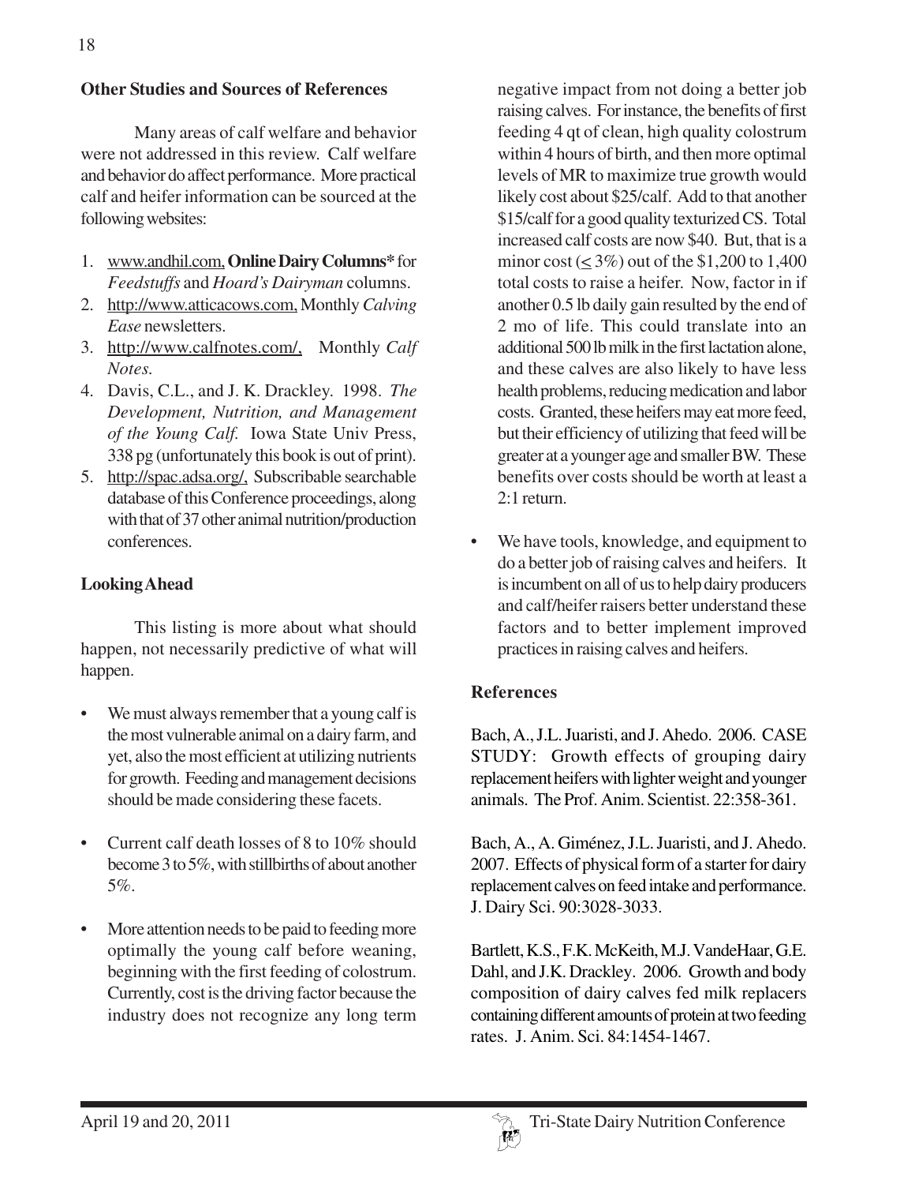## Other Studies and Sources of References

Many areas of calf welfare and behavior were not addressed in this review. Calf welfare and behavior do affect performance. More practical calf and heifer information can be sourced at the following websites:

1. www.andhil.com, **Online Dairy Columns*** for *Feedstuffs* and *Hoard's Dairyman* columns.
2. http://www.atticacows.com, Monthly *Calving Ease* newsletters.
3. http://www.calfnotes.com/, Monthly *Calf Notes.*
4. Davis, C.L., and J. K. Drackley. 1998. *The Development, Nutrition, and Management of the Young Calf.* Iowa State Univ Press, 338 pg (unfortunately this book is out of print).
5. http://spac.adsa.org/, Subscribable searchable database of this Conference proceedings, along with that of 37 other animal nutrition/production conferences.

## Looking Ahead

This listing is more about what should happen, not necessarily predictive of what will happen.

- We must always remember that a young calf is the most vulnerable animal on a dairy farm, and yet, also the most efficient at utilizing nutrients for growth. Feeding and management decisions should be made considering these facets.
- Current calf death losses of 8 to 10% should become 3 to 5%, with stillbirths of about another 5%.
- More attention needs to be paid to feeding more optimally the young calf before weaning, beginning with the first feeding of colostrum. Currently, cost is the driving factor because the industry does not recognize any long term negative impact from not doing a better job raising calves. For instance, the benefits of first feeding 4 qt of clean, high quality colostrum within 4 hours of birth, and then more optimal levels of MR to maximize true growth would likely cost about \$25/calf. Add to that another \$15/calf for a good quality texturized CS. Total increased calf costs are now \$40. But, that is a minor cost ($\leq 3\%$) out of the \$1,200 to 1,400 total costs to raise a heifer. Now, factor in if another 0.5 lb daily gain resulted by the end of 2 mo of life. This could translate into an additional 500 lb milk in the first lactation alone, and these calves are also likely to have less health problems, reducing medication and labor costs. Granted, these heifers may eat more feed, but their efficiency of utilizing that feed will be greater at a younger age and smaller BW. These benefits over costs should be worth at least a 2:1 return.
- We have tools, knowledge, and equipment to do a better job of raising calves and heifers. It is incumbent on all of us to help dairy producers and calf/heifer raisers better understand these factors and to better implement improved practices in raising calves and heifers.

## References

Bach, A., J.L. Juaristi, and J. Ahedo. 2006. CASE STUDY: Growth effects of grouping dairy replacement heifers with lighter weight and younger animals. The Prof. Anim. Scientist. 22:358-361.

Bach, A., A. Giménez, J.L. Juaristi, and J. Ahedo. 2007. Effects of physical form of a starter for dairy replacement calves on feed intake and performance. J. Dairy Sci. 90:3028-3033.

Bartlett, K.S., F.K. McKeith, M.J. VandeHaar, G.E. Dahl, and J.K. Drackley. 2006. Growth and body composition of dairy calves fed milk replacers containing different amounts of protein at two feeding rates. J. Anim. Sci. 84:1454-1467.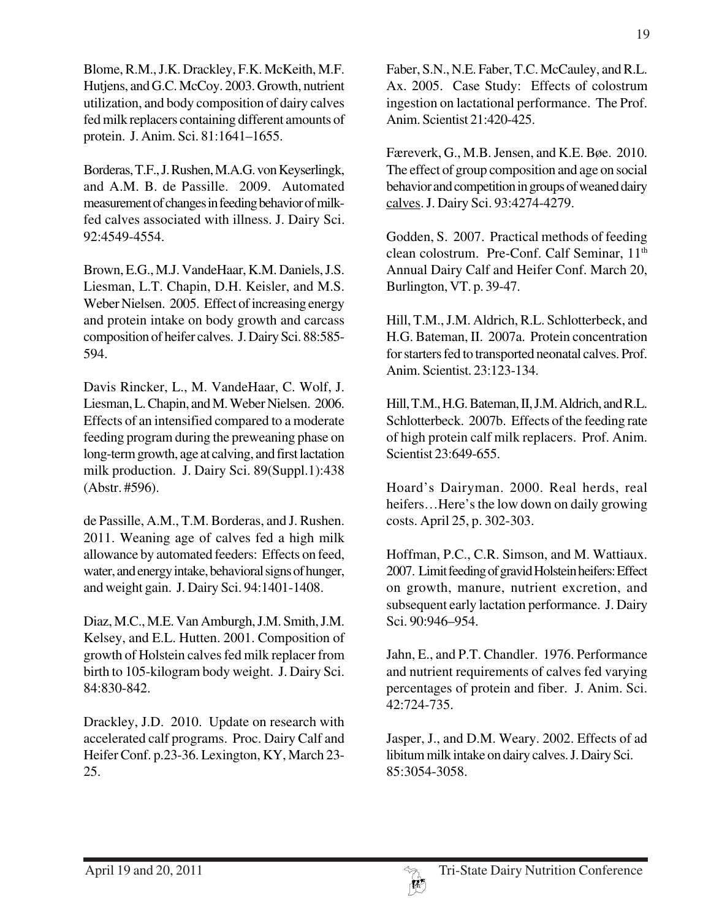Blome, R.M., J.K. Drackley, F.K. McKeith, M.F. Hutjens, and G.C. McCoy. 2003. Growth, nutrient utilization, and body composition of dairy calves fed milk replacers containing different amounts of protein. J. Anim. Sci. 81:1641–1655.

Borderas, T.F., J. Rushen, M.A.G. von Keyserlingk, and A.M. B. de Passille. 2009. Automated measurement of changes in feeding behavior of milk-fed calves associated with illness. J. Dairy Sci. 92:4549-4554.

Brown, E.G., M.J. VandeHaar, K.M. Daniels, J.S. Liesman, L.T. Chapin, D.H. Keisler, and M.S. Weber Nielsen. 2005. Effect of increasing energy and protein intake on body growth and carcass composition of heifer calves. J. Dairy Sci. 88:585-594.

Davis Rincker, L., M. VandeHaar, C. Wolf, J. Liesman, L. Chapin, and M. Weber Nielsen. 2006. Effects of an intensified compared to a moderate feeding program during the preweaning phase on long-term growth, age at calving, and first lactation milk production. J. Dairy Sci. 89(Suppl.1):438 (Abstr. #596).

de Passille, A.M., T.M. Borderas, and J. Rushen. 2011. Weaning age of calves fed a high milk allowance by automated feeders: Effects on feed, water, and energy intake, behavioral signs of hunger, and weight gain. J. Dairy Sci. 94:1401-1408.

Diaz, M.C., M.E. Van Amburgh, J.M. Smith, J.M. Kelsey, and E.L. Hutten. 2001. Composition of growth of Holstein calves fed milk replacer from birth to 105-kilogram body weight. J. Dairy Sci. 84:830-842.

Drackley, J.D. 2010. Update on research with accelerated calf programs. Proc. Dairy Calf and Heifer Conf. p.23-36. Lexington, KY, March 23-25.

Faber, S.N., N.E. Faber, T.C. McCauley, and R.L. Ax. 2005. Case Study: Effects of colostrum ingestion on lactational performance. The Prof. Anim. Scientist 21:420-425.

Færeverk, G., M.B. Jensen, and K.E. Bøe. 2010. The effect of group composition and age on social behavior and competition in groups of weaned dairy calves. J. Dairy Sci. 93:4274-4279.

Godden, S. 2007. Practical methods of feeding clean colostrum. Pre-Conf. Calf Seminar, 11th Annual Dairy Calf and Heifer Conf. March 20, Burlington, VT. p. 39-47.

Hill, T.M., J.M. Aldrich, R.L. Schlotterbeck, and H.G. Bateman, II. 2007a. Protein concentration for starters fed to transported neonatal calves. Prof. Anim. Scientist. 23:123-134.

Hill, T.M., H.G. Bateman, II, J.M. Aldrich, and R.L. Schlotterbeck. 2007b. Effects of the feeding rate of high protein calf milk replacers. Prof. Anim. Scientist 23:649-655.

Hoard's Dairyman. 2000. Real herds, real heifers…Here's the low down on daily growing costs. April 25, p. 302-303.

Hoffman, P.C., C.R. Simson, and M. Wattiaux. 2007. Limit feeding of gravid Holstein heifers: Effect on growth, manure, nutrient excretion, and subsequent early lactation performance. J. Dairy Sci. 90:946–954.

Jahn, E., and P.T. Chandler. 1976. Performance and nutrient requirements of calves fed varying percentages of protein and fiber. J. Anim. Sci. 42:724-735.

Jasper, J., and D.M. Weary. 2002. Effects of ad libitum milk intake on dairy calves. J. Dairy Sci. 85:3054-3058.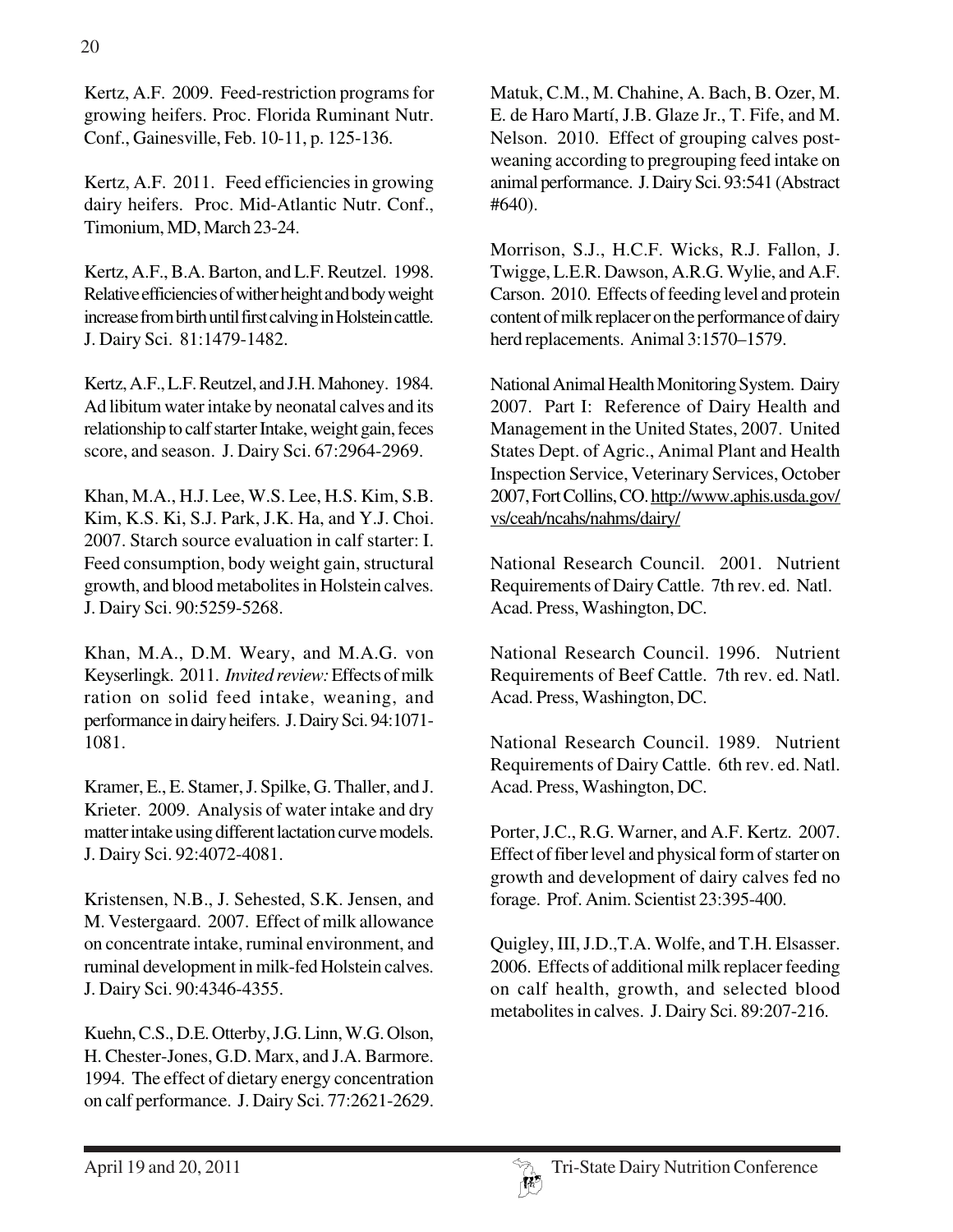Kertz, A.F. 2009. Feed-restriction programs for growing heifers. Proc. Florida Ruminant Nutr. Conf., Gainesville, Feb. 10-11, p. 125-136.

Kertz, A.F. 2011. Feed efficiencies in growing dairy heifers. Proc. Mid-Atlantic Nutr. Conf., Timonium, MD, March 23-24.

Kertz, A.F., B.A. Barton, and L.F. Reutzel. 1998. Relative efficiencies of wither height and body weight increase from birth until first calving in Holstein cattle. J. Dairy Sci. 81:1479-1482.

Kertz, A.F., L.F. Reutzel, and J.H. Mahoney. 1984. Ad libitum water intake by neonatal calves and its relationship to calf starter Intake, weight gain, feces score, and season. J. Dairy Sci. 67:2964-2969.

Khan, M.A., H.J. Lee, W.S. Lee, H.S. Kim, S.B. Kim, K.S. Ki, S.J. Park, J.K. Ha, and Y.J. Choi. 2007. Starch source evaluation in calf starter: I. Feed consumption, body weight gain, structural growth, and blood metabolites in Holstein calves. J. Dairy Sci. 90:5259-5268.

Khan, M.A., D.M. Weary, and M.A.G. von Keyserlingk. 2011. *Invited review:* Effects of milk ration on solid feed intake, weaning, and performance in dairy heifers. J. Dairy Sci. 94:1071-1081.

Kramer, E., E. Stamer, J. Spilke, G. Thaller, and J. Krieter. 2009. Analysis of water intake and dry matter intake using different lactation curve models. J. Dairy Sci. 92:4072-4081.

Kristensen, N.B., J. Sehested, S.K. Jensen, and M. Vestergaard. 2007. Effect of milk allowance on concentrate intake, ruminal environment, and ruminal development in milk-fed Holstein calves. J. Dairy Sci. 90:4346-4355.

Kuehn, C.S., D.E. Otterby, J.G. Linn, W.G. Olson, H. Chester-Jones, G.D. Marx, and J.A. Barmore. 1994. The effect of dietary energy concentration on calf performance. J. Dairy Sci. 77:2621-2629.

Matuk, C.M., M. Chahine, A. Bach, B. Ozer, M. E. de Haro Martí, J.B. Glaze Jr., T. Fife, and M. Nelson. 2010. Effect of grouping calves post-weaning according to pregrouping feed intake on animal performance. J. Dairy Sci. 93:541 (Abstract #640).

Morrison, S.J., H.C.F. Wicks, R.J. Fallon, J. Twigge, L.E.R. Dawson, A.R.G. Wylie, and A.F. Carson. 2010. Effects of feeding level and protein content of milk replacer on the performance of dairy herd replacements. Animal 3:1570–1579.

National Animal Health Monitoring System. Dairy 2007. Part I: Reference of Dairy Health and Management in the United States, 2007. United States Dept. of Agric., Animal Plant and Health Inspection Service, Veterinary Services, October 2007, Fort Collins, CO. http://www.aphis.usda.gov/vs/ceah/ncahs/nahms/dairy/

National Research Council. 2001. Nutrient Requirements of Dairy Cattle. 7th rev. ed. Natl. Acad. Press, Washington, DC.

National Research Council. 1996. Nutrient Requirements of Beef Cattle. 7th rev. ed. Natl. Acad. Press, Washington, DC.

National Research Council. 1989. Nutrient Requirements of Dairy Cattle. 6th rev. ed. Natl. Acad. Press, Washington, DC.

Porter, J.C., R.G. Warner, and A.F. Kertz. 2007. Effect of fiber level and physical form of starter on growth and development of dairy calves fed no forage. Prof. Anim. Scientist 23:395-400.

Quigley, III, J.D., T.A. Wolfe, and T.H. Elsasser. 2006. Effects of additional milk replacer feeding on calf health, growth, and selected blood metabolites in calves. J. Dairy Sci. 89:207-216.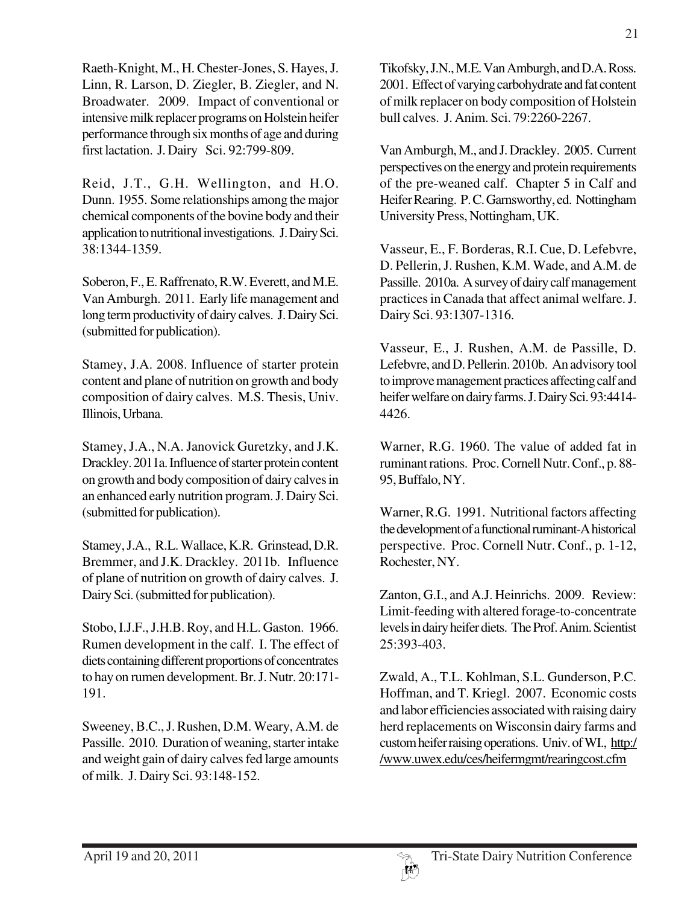Raeth-Knight, M., H. Chester-Jones, S. Hayes, J. Linn, R. Larson, D. Ziegler, B. Ziegler, and N. Broadwater. 2009. Impact of conventional or intensive milk replacer programs on Holstein heifer performance through six months of age and during first lactation. J. Dairy Sci. 92:799-809.

Reid, J.T., G.H. Wellington, and H.O. Dunn. 1955. Some relationships among the major chemical components of the bovine body and their application to nutritional investigations. J. Dairy Sci. 38:1344-1359.

Soberon, F., E. Raffrenato, R.W. Everett, and M.E. Van Amburgh. 2011. Early life management and long term productivity of dairy calves. J. Dairy Sci. (submitted for publication).

Stamey, J.A. 2008. Influence of starter protein content and plane of nutrition on growth and body composition of dairy calves. M.S. Thesis, Univ. Illinois, Urbana.

Stamey, J.A., N.A. Janovick Guretzky, and J.K. Drackley. 2011a. Influence of starter protein content on growth and body composition of dairy calves in an enhanced early nutrition program. J. Dairy Sci. (submitted for publication).

Stamey, J.A., R.L. Wallace, K.R. Grinstead, D.R. Bremmer, and J.K. Drackley. 2011b. Influence of plane of nutrition on growth of dairy calves. J. Dairy Sci. (submitted for publication).

Stobo, I.J.F., J.H.B. Roy, and H.L. Gaston. 1966. Rumen development in the calf. I. The effect of diets containing different proportions of concentrates to hay on rumen development. Br. J. Nutr. 20:171-191.

Sweeney, B.C., J. Rushen, D.M. Weary, A.M. de Passille. 2010. Duration of weaning, starter intake and weight gain of dairy calves fed large amounts of milk. J. Dairy Sci. 93:148-152.

Tikofsky, J.N., M.E. Van Amburgh, and D.A. Ross. 2001. Effect of varying carbohydrate and fat content of milk replacer on body composition of Holstein bull calves. J. Anim. Sci. 79:2260-2267.

Van Amburgh, M., and J. Drackley. 2005. Current perspectives on the energy and protein requirements of the pre-weaned calf. Chapter 5 in Calf and Heifer Rearing. P.C. Garnsworthy, ed. Nottingham University Press, Nottingham, UK.

Vasseur, E., F. Borderas, R.I. Cue, D. Lefebvre, D. Pellerin, J. Rushen, K.M. Wade, and A.M. de Passille. 2010a. A survey of dairy calf management practices in Canada that affect animal welfare. J. Dairy Sci. 93:1307-1316.

Vasseur, E., J. Rushen, A.M. de Passille, D. Lefebvre, and D. Pellerin. 2010b. An advisory tool to improve management practices affecting calf and heifer welfare on dairy farms. J. Dairy Sci. 93:4414-4426.

Warner, R.G. 1960. The value of added fat in ruminant rations. Proc. Cornell Nutr. Conf., p. 88-95, Buffalo, NY.

Warner, R.G. 1991. Nutritional factors affecting the development of a functional ruminant-A historical perspective. Proc. Cornell Nutr. Conf., p. 1-12, Rochester, NY.

Zanton, G.I., and A.J. Heinrichs. 2009. Review: Limit-feeding with altered forage-to-concentrate levels in dairy heifer diets. The Prof. Anim. Scientist 25:393-403.

Zwald, A., T.L. Kohlman, S.L. Gunderson, P.C. Hoffman, and T. Kriegl. 2007. Economic costs and labor efficiencies associated with raising dairy herd replacements on Wisconsin dairy farms and custom heifer raising operations. Univ. of WI., http://www.uwex.edu/ces/heifermgmt/rearingcost.cfm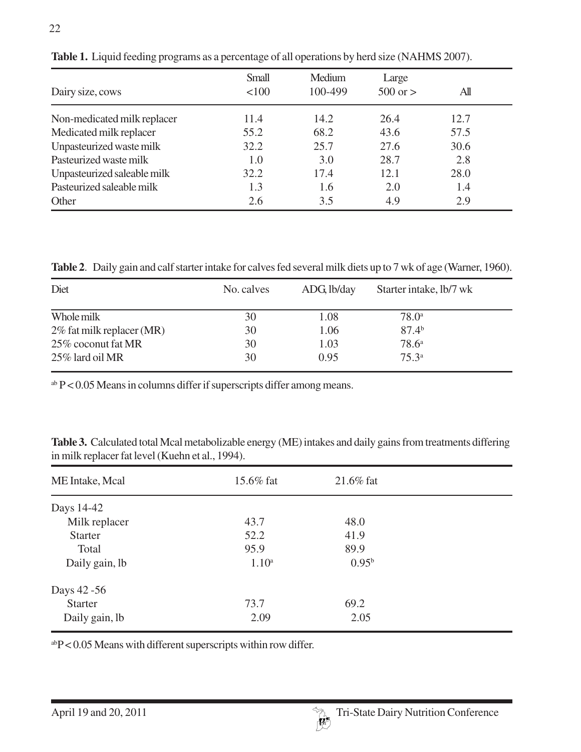**Table 1.** Liquid feeding programs as a percentage of all operations by herd size (NAHMS 2007).

| Dairy size, cows | Small <100 | Medium 100-499 | Large 500 or > | All |
|---|---|---|---|---|
| Non-medicated milk replacer | 11.4 | 14.2 | 26.4 | 12.7 |
| Medicated milk replacer | 55.2 | 68.2 | 43.6 | 57.5 |
| Unpasteurized waste milk | 32.2 | 25.7 | 27.6 | 30.6 |
| Pasteurized waste milk | 1.0 | 3.0 | 28.7 | 2.8 |
| Unpasteurized saleable milk | 32.2 | 17.4 | 12.1 | 28.0 |
| Pasteurized saleable milk | 1.3 | 1.6 | 2.0 | 1.4 |
| Other | 2.6 | 3.5 | 4.9 | 2.9 |

**Table 2**. Daily gain and calf starter intake for calves fed several milk diets up to 7 wk of age (Warner, 1960).

| Diet | No. calves | ADG, lb/day | Starter intake, lb/7 wk |
|---|---|---|---|
| Whole milk | 30 | 1.08 | 78.0[a] |
| 2% fat milk replacer (MR) | 30 | 1.06 | 87.4[b] |
| 25% coconut fat MR | 30 | 1.03 | 78.6[a] |
| 25% lard oil MR | 30 | 0.95 | 75.3[a] |

[ab] $P < 0.05$ Means in columns differ if superscripts differ among means.

**Table 3.** Calculated total Mcal metabolizable energy (ME) intakes and daily gains from treatments differing in milk replacer fat level (Kuehn et al., 1994).

| ME Intake, Mcal | 15.6% fat | 21.6% fat |
|---|---|---|
| Days 14-42 | | |
| Milk replacer | 43.7 | 48.0 |
| Starter | 52.2 | 41.9 |
| Total | 95.9 | 89.9 |
| Daily gain, lb | 1.10[a] | 0.95[b] |
| Days 42 -56 | | |
| Starter | 73.7 | 69.2 |
| Daily gain, lb | 2.09 | 2.05 |

[ab] $P < 0.05$ Means with different superscripts within row differ.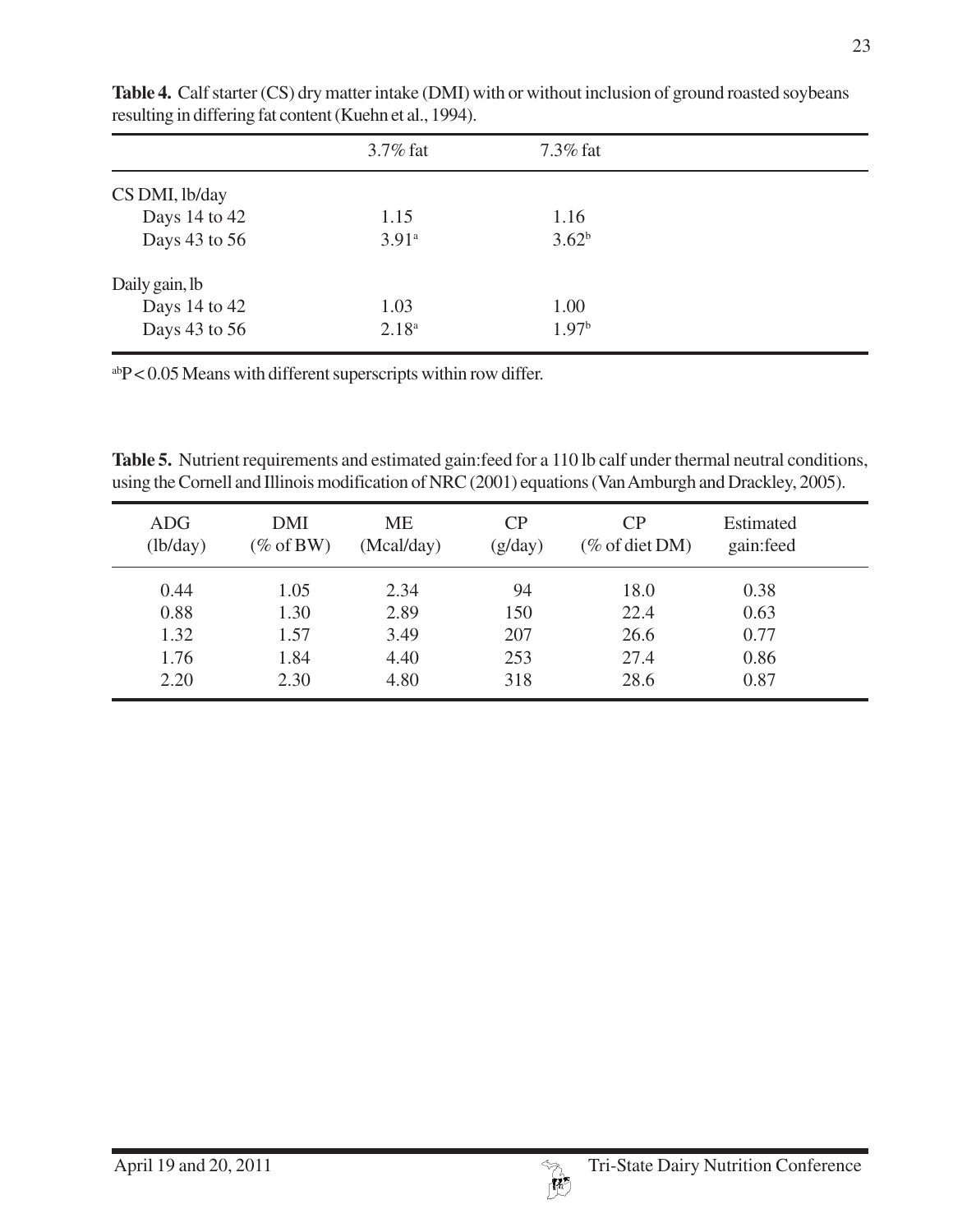**Table 4.** Calf starter (CS) dry matter intake (DMI) with or without inclusion of ground roasted soybeans resulting in differing fat content (Kuehn et al., 1994).

| | 3.7% fat | 7.3% fat |
|---|---|---|
| CS DMI, lb/day | | |
| Days 14 to 42 | 1.15 | 1.16 |
| Days 43 to 56 | 3.91[a] | 3.62[b] |
| Daily gain, lb | | |
| Days 14 to 42 | 1.03 | 1.00 |
| Days 43 to 56 | 2.18[a] | 1.97[b] |

[ab]$P < 0.05$ Means with different superscripts within row differ.

**Table 5.** Nutrient requirements and estimated gain:feed for a 110 lb calf under thermal neutral conditions, using the Cornell and Illinois modification of NRC (2001) equations (Van Amburgh and Drackley, 2005).

| ADG (lb/day) | DMI (% of BW) | ME (Mcal/day) | CP (g/day) | CP (% of diet DM) | Estimated gain:feed |
|---|---|---|---|---|---|
| 0.44 | 1.05 | 2.34 | 94 | 18.0 | 0.38 |
| 0.88 | 1.30 | 2.89 | 150 | 22.4 | 0.63 |
| 1.32 | 1.57 | 3.49 | 207 | 26.6 | 0.77 |
| 1.76 | 1.84 | 4.40 | 253 | 27.4 | 0.86 |
| 2.20 | 2.30 | 4.80 | 318 | 28.6 | 0.87 |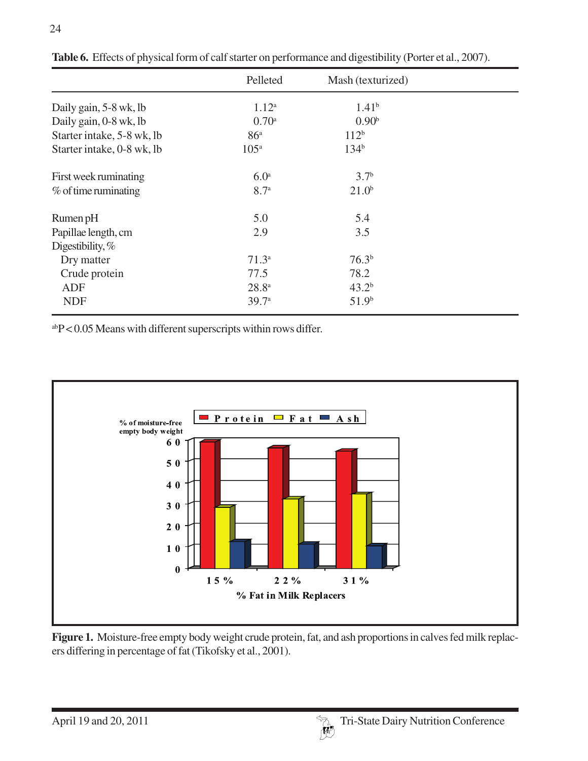**Table 6.** Effects of physical form of calf starter on performance and digestibility (Porter et al., 2007).

| | Pelleted | Mash (texturized) |
|---|---|---|
| Daily gain, 5-8 wk, lb | 1.12[a] | 1.41[b] |
| Daily gain, 0-8 wk, lb | 0.70[a] | 0.90[b] |
| Starter intake, 5-8 wk, lb | 86[a] | 112[b] |
| Starter intake, 0-8 wk, lb | 105[a] | 134[b] |
| First week ruminating | 6.0[a] | 3.7[b] |
| % of time ruminating | 8.7[a] | 21.0[b] |
| Rumen pH | 5.0 | 5.4 |
| Papillae length, cm | 2.9 | 3.5 |
| Digestibility, % | | |
| Dry matter | 71.3[a] | 76.3[b] |
| Crude protein | 77.5 | 78.2 |
| ADF | 28.8[a] | 43.2[b] |
| NDF | 39.7[a] | 51.9[b] |

[ab] $P < 0.05$ Means with different superscripts within rows differ.

Protein Fat Ash

% of moisture-free empty body weight

60
50
40
30
20
10
0

15%
22%
31%

% Fat in Milk Replacers

**Figure 1.** Moisture-free empty body weight crude protein, fat, and ash proportions in calves fed milk replacers differing in percentage of fat (Tikofsky et al., 2001).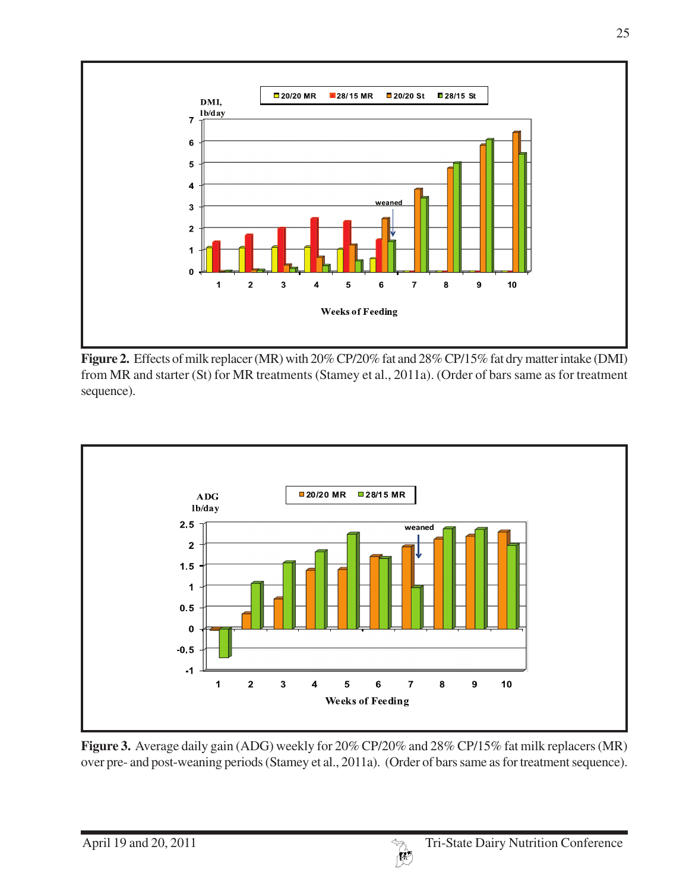20/20 MR 28/15 MR 20/20 St 28/15 St

DMI, lb/day

7
6
5
4
3
2
1
0

weaned

1 2 3 4 5 6 7 8 9 10

Weeks of Feeding

**Figure 2.** Effects of milk replacer (MR) with 20% CP/20% fat and 28% CP/15% fat dry matter intake (DMI) from MR and starter (St) for MR treatments (Stamey et al., 2011a). (Order of bars same as for treatment sequence).

20/20 MR 28/15 MR

ADG lb/day

2.5
2
1.5
1
0.5
0
-0.5
-1

weaned

1 2 3 4 5 6 7 8 9 10

Weeks of Feeding

**Figure 3.** Average daily gain (ADG) weekly for 20% CP/20% and 28% CP/15% fat milk replacers (MR) over pre- and post-weaning periods (Stamey et al., 2011a). (Order of bars same as for treatment sequence).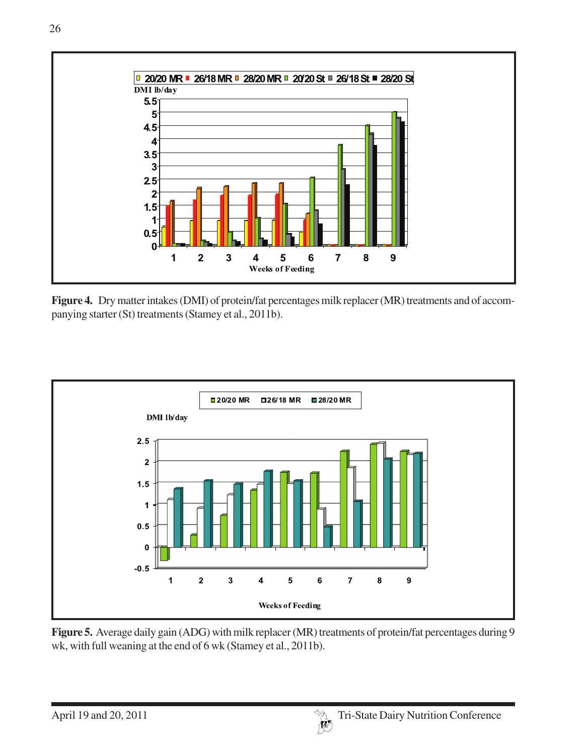20/20 MR 26/18 MR 28/20 MR 20/20 St 26/18 St 28/20 St

DMI lb/day

5.5
5
4.5
4
3.5
3
2.5
2
1.5
1
0.5
0

1 2 3 4 5 6 7 8 9

Weeks of Feeding

**Figure 4.** Dry matter intakes (DMI) of protein/fat percentages milk replacer (MR) treatments and of accompanying starter (St) treatments (Stamey et al., 2011b).

20/20 MR 26/18 MR 28/20 MR

DMI lb/day

2.5
2
1.5
1
0.5
0
-0.5

1 2 3 4 5 6 7 8 9

Weeks of Feeding

**Figure 5.** Average daily gain (ADG) with milk replacer (MR) treatments of protein/fat percentages during 9 wk, with full weaning at the end of 6 wk (Stamey et al., 2011b).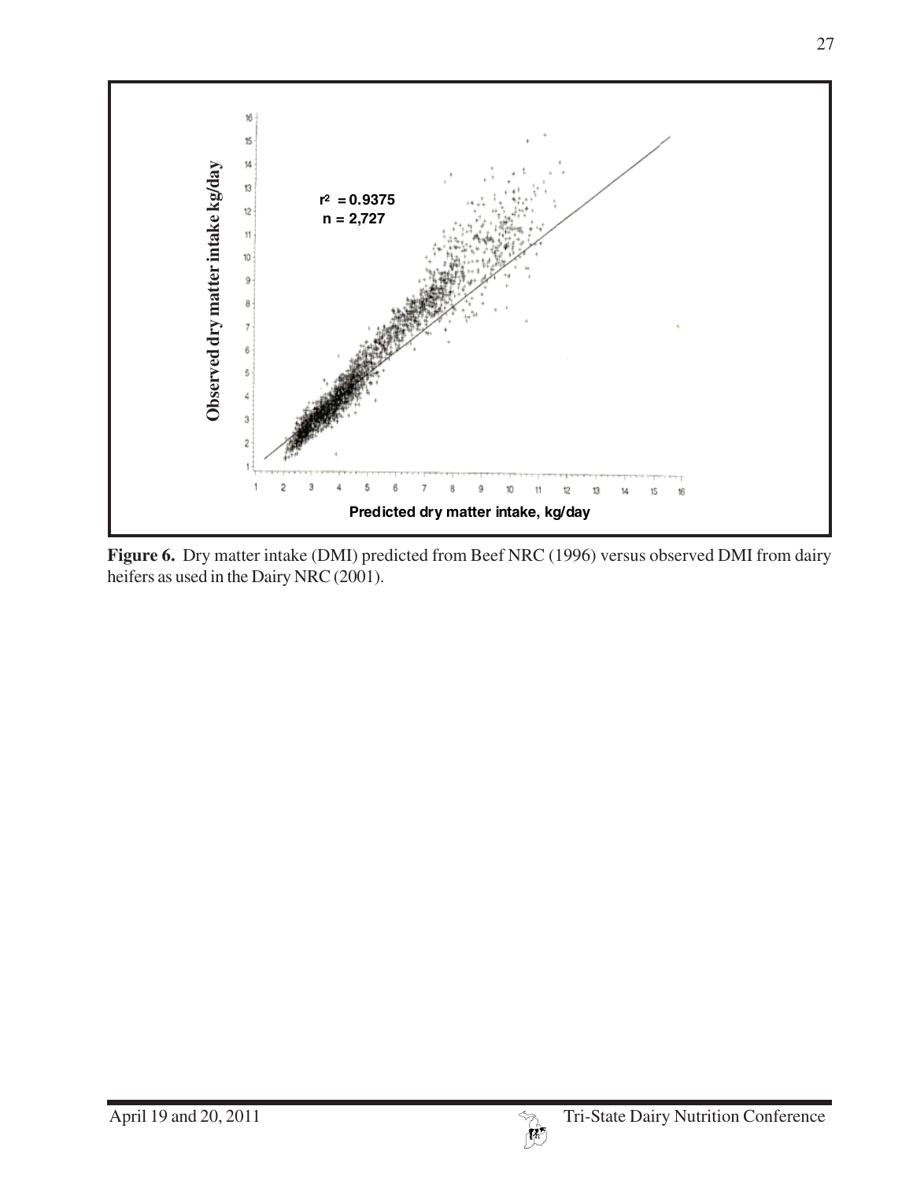Observed dry matter intake kg/day

$r^2 = 0.9375$
n = 2,727

Predicted dry matter intake, kg/day

1 2 3 4 5 6 7 8 9 10 11 12 13 14 15 16

1 2 3 4 5 6 7 8 9 10 11 12 13 14 15 16

**Figure 6.** Dry matter intake (DMI) predicted from Beef NRC (1996) versus observed DMI from dairy heifers as used in the Dairy NRC (2001).